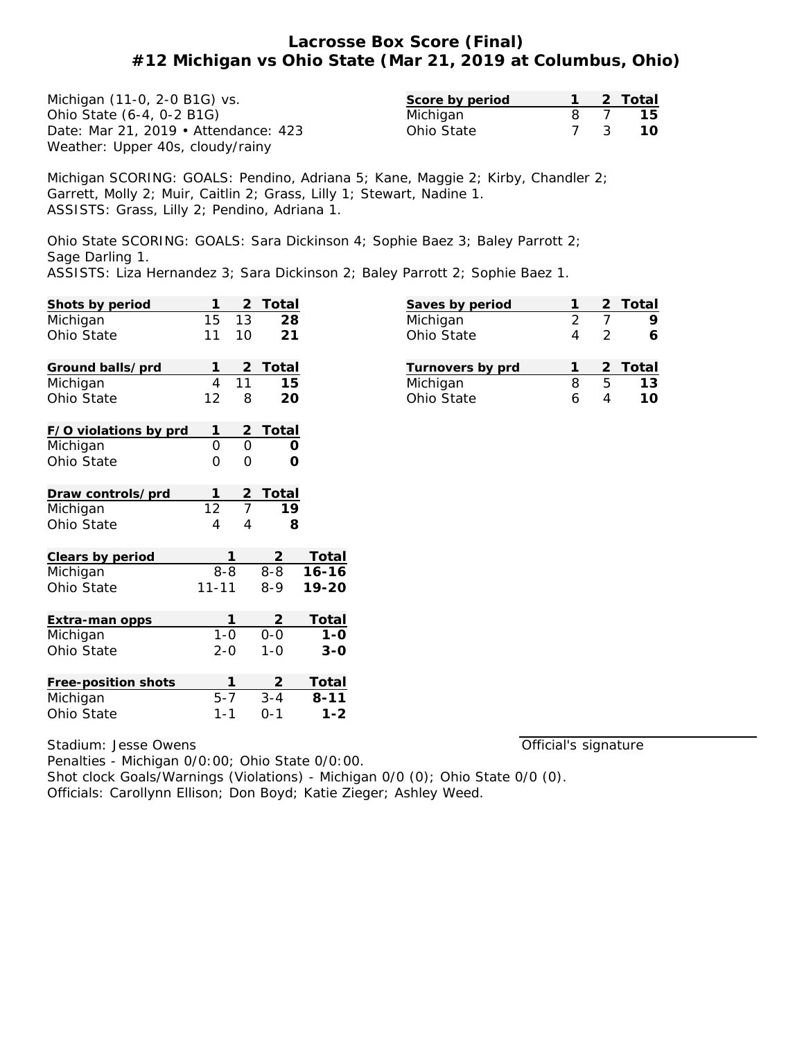# Lacrosse Box Score (Final)
## #12 Michigan vs Ohio State (Mar 21, 2019 at Columbus, Ohio)

Michigan (11-0, 2-0 B1G) vs.
Ohio State (6-4, 0-2 B1G)
Date: Mar 21, 2019 • Attendance: 423
Weather: Upper 40s, cloudy/rainy

| Score by period | 1 | 2 | Total |
|---|---|---|---|
| Michigan | 8 | 7 | **15** |
| Ohio State | 7 | 3 | **10** |

Michigan SCORING: GOALS: Pendino, Adriana 5; Kane, Maggie 2; Kirby, Chandler 2; Garrett, Molly 2; Muir, Caitlin 2; Grass, Lilly 1; Stewart, Nadine 1.
ASSISTS: Grass, Lilly 2; Pendino, Adriana 1.

Ohio State SCORING: GOALS: Sara Dickinson 4; Sophie Baez 3; Baley Parrott 2; Sage Darling 1.
ASSISTS: Liza Hernandez 3; Sara Dickinson 2; Baley Parrott 2; Sophie Baez 1.

| Shots by period | 1 | 2 | Total |
|---|---|---|---|
| Michigan | 15 | 13 | **28** |
| Ohio State | 11 | 10 | **21** |

| Saves by period | 1 | 2 | Total |
|---|---|---|---|
| Michigan | 2 | 7 | **9** |
| Ohio State | 4 | 2 | **6** |

| Ground balls/prd | 1 | 2 | Total |
|---|---|---|---|
| Michigan | 4 | 11 | **15** |
| Ohio State | 12 | 8 | **20** |

| Turnovers by prd | 1 | 2 | Total |
|---|---|---|---|
| Michigan | 8 | 5 | **13** |
| Ohio State | 6 | 4 | **10** |

| F/O violations by prd | 1 | 2 | Total |
|---|---|---|---|
| Michigan | 0 | 0 | **0** |
| Ohio State | 0 | 0 | **0** |

| Draw controls/prd | 1 | 2 | Total |
|---|---|---|---|
| Michigan | 12 | 7 | **19** |
| Ohio State | 4 | 4 | **8** |

| Clears by period | 1 | 2 | Total |
|---|---|---|---|
| Michigan | 8-8 | 8-8 | **16-16** |
| Ohio State | 11-11 | 8-9 | **19-20** |

| Extra-man opps | 1 | 2 | Total |
|---|---|---|---|
| Michigan | 1-0 | 0-0 | **1-0** |
| Ohio State | 2-0 | 1-0 | **3-0** |

| Free-position shots | 1 | 2 | Total |
|---|---|---|---|
| Michigan | 5-7 | 3-4 | **8-11** |
| Ohio State | 1-1 | 0-1 | **1-2** |

Stadium: Jesse Owens
Penalties - Michigan 0/0:00; Ohio State 0/0:00.
Shot clock Goals/Warnings (Violations) - Michigan 0/0 (0); Ohio State 0/0 (0).
Officials: Carollynn Ellison; Don Boyd; Katie Zieger; Ashley Weed.

Official's signature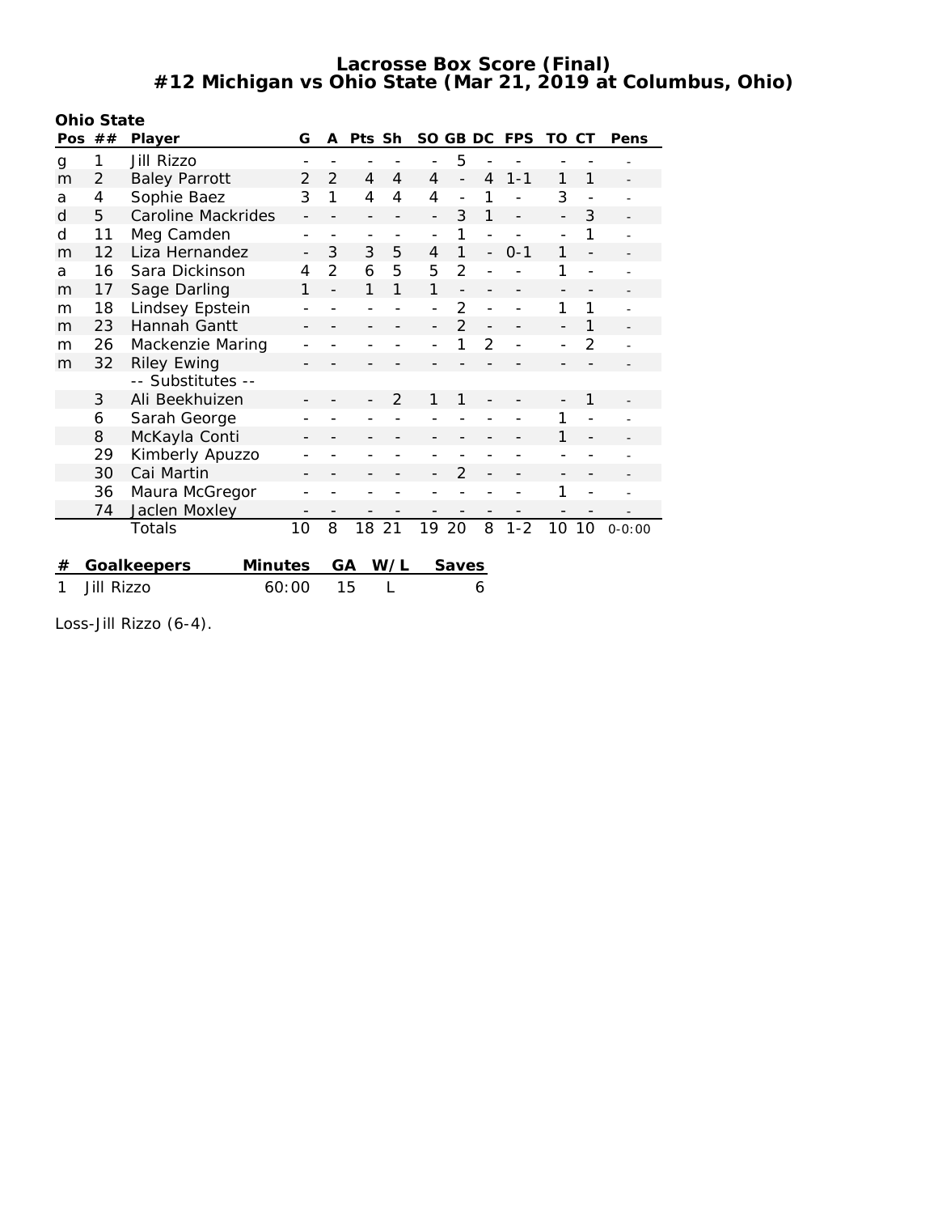# Lacrosse Box Score (Final)
## #12 Michigan vs Ohio State (Mar 21, 2019 at Columbus, Ohio)

**Ohio State**

| Pos | ## | Player | G | A | Pts | Sh | SO | GB | DC | FPS | TO | CT | Pens |
|---|---|---|---|---|---|---|---|---|---|---|---|---|---|
| g | 1 | Jill Rizzo | - | - | - | - | - | 5 | - | - | - | - | - |
| m | 2 | Baley Parrott | 2 | 2 | 4 | 4 | 4 | - | 4 | 1-1 | 1 | 1 | - |
| a | 4 | Sophie Baez | 3 | 1 | 4 | 4 | 4 | - | 1 | - | 3 | - | - |
| d | 5 | Caroline Mackrides | - | - | - | - | - | 3 | 1 | - | - | 3 | - |
| d | 11 | Meg Camden | - | - | - | - | - | 1 | - | - | - | 1 | - |
| m | 12 | Liza Hernandez | - | 3 | 3 | 5 | 4 | 1 | - | 0-1 | 1 | - | - |
| a | 16 | Sara Dickinson | 4 | 2 | 6 | 5 | 5 | 2 | - | - | 1 | - | - |
| m | 17 | Sage Darling | 1 | - | 1 | 1 | 1 | - | - | - | - | - | - |
| m | 18 | Lindsey Epstein | - | - | - | - | - | 2 | - | - | 1 | 1 | - |
| m | 23 | Hannah Gantt | - | - | - | - | - | 2 | - | - | - | 1 | - |
| m | 26 | Mackenzie Maring | - | - | - | - | - | 1 | 2 | - | - | 2 | - |
| m | 32 | Riley Ewing | - | - | - | - | - | - | - | - | - | - | - |
| | | -- Substitutes -- | | | | | | | | | | | |
| | 3 | Ali Beekhuizen | - | - | - | 2 | 1 | 1 | - | - | - | 1 | - |
| | 6 | Sarah George | - | - | - | - | - | - | - | - | 1 | - | - |
| | 8 | McKayla Conti | - | - | - | - | - | - | - | - | 1 | - | - |
| | 29 | Kimberly Apuzzo | - | - | - | - | - | - | - | - | - | - | - |
| | 30 | Cai Martin | - | - | - | - | - | 2 | - | - | - | - | - |
| | 36 | Maura McGregor | - | - | - | - | - | - | - | - | 1 | - | - |
| | 74 | Jaclen Moxley | - | - | - | - | - | - | - | - | - | - | - |
| | | Totals | 10 | 8 | 18 | 21 | 19 | 20 | 8 | 1-2 | 10 | 10 | 0-0:00 |

| # | Goalkeepers | Minutes | GA | W/L | Saves |
|---|---|---|---|---|---|
| 1 | Jill Rizzo | 60:00 | 15 | L | 6 |

Loss-Jill Rizzo (6-4).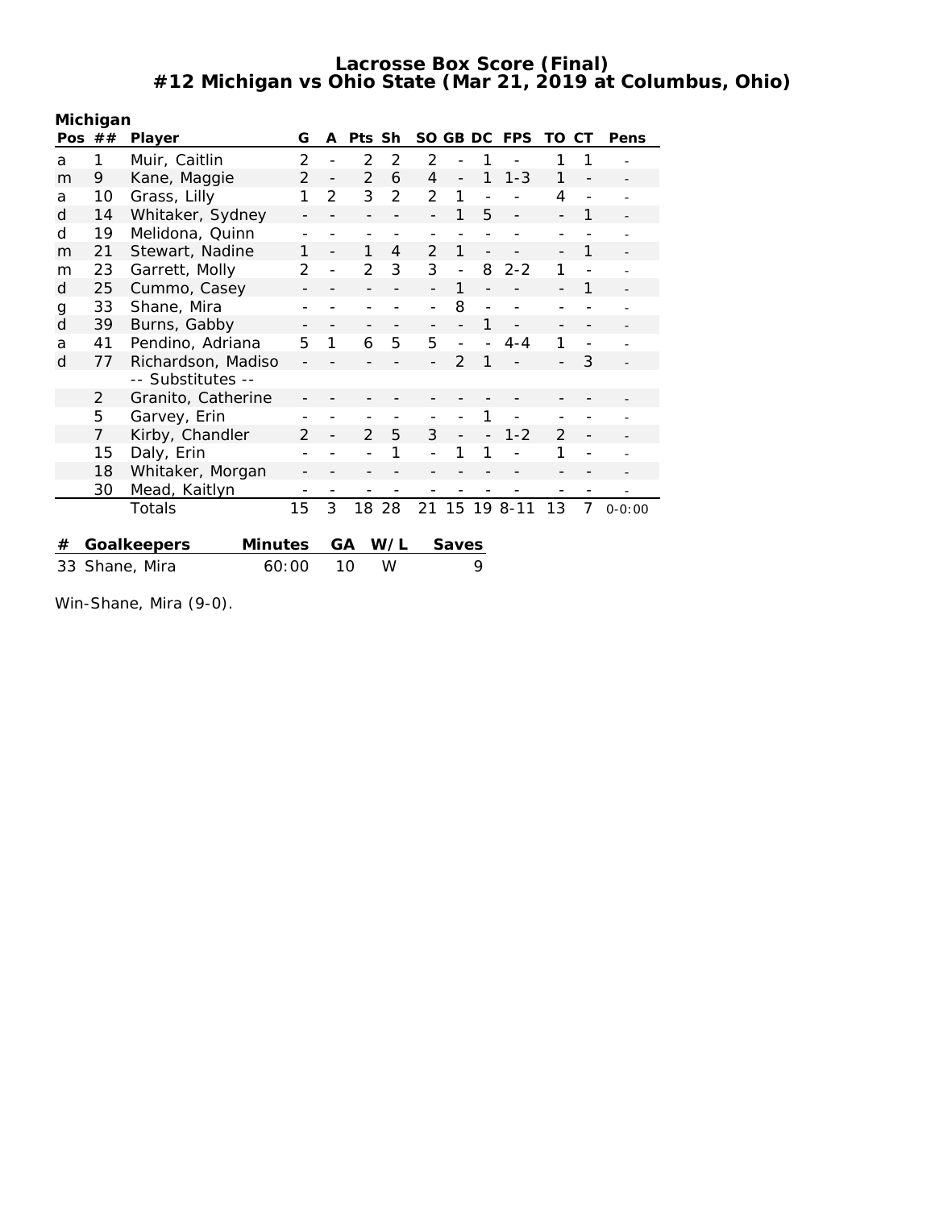# Lacrosse Box Score (Final)
## #12 Michigan vs Ohio State (Mar 21, 2019 at Columbus, Ohio)

**Michigan**

| Pos | ## | Player | G | A | Pts | Sh | SO | GB | DC | FPS | TO | CT | Pens |
|---|---|---|---|---|---|---|---|---|---|---|---|---|---|
| a | 1 | Muir, Caitlin | 2 | - | 2 | 2 | 2 | - | 1 | - | 1 | 1 | - |
| m | 9 | Kane, Maggie | 2 | - | 2 | 6 | 4 | - | 1 | 1-3 | 1 | - | - |
| a | 10 | Grass, Lilly | 1 | 2 | 3 | 2 | 2 | 1 | - | - | 4 | - | - |
| d | 14 | Whitaker, Sydney | - | - | - | - | - | 1 | 5 | - | - | 1 | - |
| d | 19 | Melidona, Quinn | - | - | - | - | - | - | - | - | - | - | - |
| m | 21 | Stewart, Nadine | 1 | - | 1 | 4 | 2 | 1 | - | - | - | 1 | - |
| m | 23 | Garrett, Molly | 2 | - | 2 | 3 | 3 | - | 8 | 2-2 | 1 | - | - |
| d | 25 | Cummo, Casey | - | - | - | - | - | 1 | - | - | - | 1 | - |
| g | 33 | Shane, Mira | - | - | - | - | - | 8 | - | - | - | - | - |
| d | 39 | Burns, Gabby | - | - | - | - | - | - | 1 | - | - | - | - |
| a | 41 | Pendino, Adriana | 5 | 1 | 6 | 5 | 5 | - | - | 4-4 | 1 | - | - |
| d | 77 | Richardson, Madiso | - | - | - | - | - | 2 | 1 | - | - | 3 | - |
| | | -- Substitutes -- | | | | | | | | | | | |
| | 2 | Granito, Catherine | - | - | - | - | - | - | - | - | - | - | - |
| | 5 | Garvey, Erin | - | - | - | - | - | - | 1 | - | - | - | - |
| | 7 | Kirby, Chandler | 2 | - | 2 | 5 | 3 | - | - | 1-2 | 2 | - | - |
| | 15 | Daly, Erin | - | - | - | 1 | - | 1 | 1 | - | 1 | - | - |
| | 18 | Whitaker, Morgan | - | - | - | - | - | - | - | - | - | - | - |
| | 30 | Mead, Kaitlyn | - | - | - | - | - | - | - | - | - | - | - |
| | | Totals | 15 | 3 | 18 | 28 | 21 | 15 | 19 | 8-11 | 13 | 7 | 0-0:00 |

| # | Goalkeepers | Minutes | GA | W/L | Saves |
|---|---|---|---|---|---|
| 33 | Shane, Mira | 60:00 | 10 | W | 9 |

Win-Shane, Mira (9-0).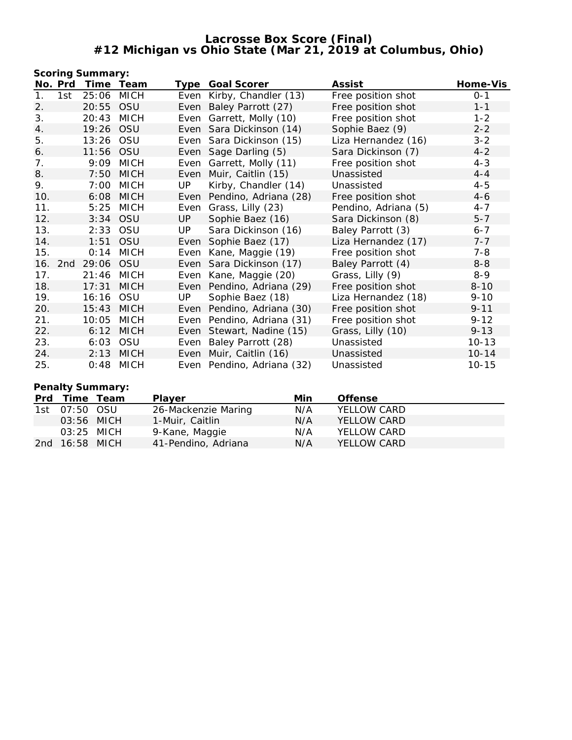# Lacrosse Box Score (Final)
## #12 Michigan vs Ohio State (Mar 21, 2019 at Columbus, Ohio)

**Scoring Summary:**

| No. | Prd | Time | Team | Type | Goal Scorer | Assist | Home-Vis |
|---|---|---|---|---|---|---|---|
| 1. | 1st | 25:06 | MICH | Even | Kirby, Chandler (13) | Free position shot | 0-1 |
| 2. | | 20:55 | OSU | Even | Baley Parrott (27) | Free position shot | 1-1 |
| 3. | | 20:43 | MICH | Even | Garrett, Molly (10) | Free position shot | 1-2 |
| 4. | | 19:26 | OSU | Even | Sara Dickinson (14) | Sophie Baez (9) | 2-2 |
| 5. | | 13:26 | OSU | Even | Sara Dickinson (15) | Liza Hernandez (16) | 3-2 |
| 6. | | 11:56 | OSU | Even | Sage Darling (5) | Sara Dickinson (7) | 4-2 |
| 7. | | 9:09 | MICH | Even | Garrett, Molly (11) | Free position shot | 4-3 |
| 8. | | 7:50 | MICH | Even | Muir, Caitlin (15) | Unassisted | 4-4 |
| 9. | | 7:00 | MICH | UP | Kirby, Chandler (14) | Unassisted | 4-5 |
| 10. | | 6:08 | MICH | Even | Pendino, Adriana (28) | Free position shot | 4-6 |
| 11. | | 5:25 | MICH | Even | Grass, Lilly (23) | Pendino, Adriana (5) | 4-7 |
| 12. | | 3:34 | OSU | UP | Sophie Baez (16) | Sara Dickinson (8) | 5-7 |
| 13. | | 2:33 | OSU | UP | Sara Dickinson (16) | Baley Parrott (3) | 6-7 |
| 14. | | 1:51 | OSU | Even | Sophie Baez (17) | Liza Hernandez (17) | 7-7 |
| 15. | | 0:14 | MICH | Even | Kane, Maggie (19) | Free position shot | 7-8 |
| 16. | 2nd | 29:06 | OSU | Even | Sara Dickinson (17) | Baley Parrott (4) | 8-8 |
| 17. | | 21:46 | MICH | Even | Kane, Maggie (20) | Grass, Lilly (9) | 8-9 |
| 18. | | 17:31 | MICH | Even | Pendino, Adriana (29) | Free position shot | 8-10 |
| 19. | | 16:16 | OSU | UP | Sophie Baez (18) | Liza Hernandez (18) | 9-10 |
| 20. | | 15:43 | MICH | Even | Pendino, Adriana (30) | Free position shot | 9-11 |
| 21. | | 10:05 | MICH | Even | Pendino, Adriana (31) | Free position shot | 9-12 |
| 22. | | 6:12 | MICH | Even | Stewart, Nadine (15) | Grass, Lilly (10) | 9-13 |
| 23. | | 6:03 | OSU | Even | Baley Parrott (28) | Unassisted | 10-13 |
| 24. | | 2:13 | MICH | Even | Muir, Caitlin (16) | Unassisted | 10-14 |
| 25. | | 0:48 | MICH | Even | Pendino, Adriana (32) | Unassisted | 10-15 |

**Penalty Summary:**

| Prd | Time | Team | Player | Min | Offense |
|---|---|---|---|---|---|
| 1st | 07:50 | OSU | 26-Mackenzie Maring | N/A | YELLOW CARD |
| | 03:56 | MICH | 1-Muir, Caitlin | N/A | YELLOW CARD |
| | 03:25 | MICH | 9-Kane, Maggie | N/A | YELLOW CARD |
| 2nd | 16:58 | MICH | 41-Pendino, Adriana | N/A | YELLOW CARD |